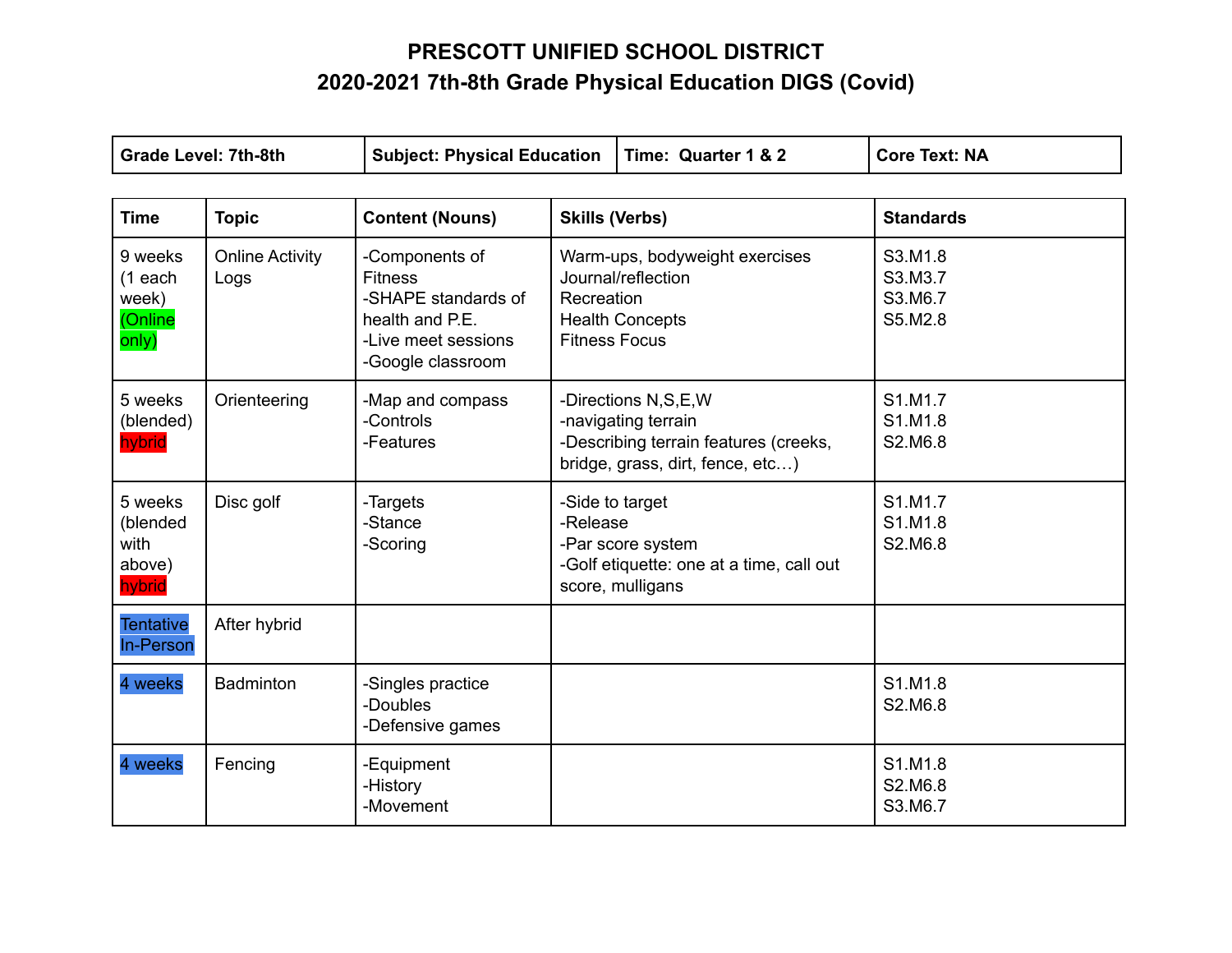# PRESCOTT UNIFIED SCHOOL DISTRICT

## 2020-2021 7th-8th Grade Physical Education DIGS (Covid)

| Grade Level: 7th-8th | Subject: Physical Education | Time: Quarter 1 & 2 | Core Text: NA |
|---|---|---|---|

| Time | Topic | Content (Nouns) | Skills (Verbs) | Standards |
|---|---|---|---|---|
| 9 weeks (1 each week) (Online only) | Online Activity Logs | -Components of Fitness<br>-SHAPE standards of health and P.E.<br>-Live meet sessions<br>-Google classroom | Warm-ups, bodyweight exercises<br>Journal/reflection<br>Recreation<br>Health Concepts<br>Fitness Focus | S3.M1.8<br>S3.M3.7<br>S3.M6.7<br>S5.M2.8 |
| 5 weeks (blended) hybrid | Orienteering | -Map and compass<br>-Controls<br>-Features | -Directions N,S,E,W<br>-navigating terrain<br>-Describing terrain features (creeks, bridge, grass, dirt, fence, etc…) | S1.M1.7<br>S1.M1.8<br>S2.M6.8 |
| 5 weeks (blended with above) hybrid | Disc golf | -Targets<br>-Stance<br>-Scoring | -Side to target<br>-Release<br>-Par score system<br>-Golf etiquette: one at a time, call out score, mulligans | S1.M1.7<br>S1.M1.8<br>S2.M6.8 |
| Tentative In-Person | After hybrid | | | |
| 4 weeks | Badminton | -Singles practice<br>-Doubles<br>-Defensive games | | S1.M1.8<br>S2.M6.8 |
| 4 weeks | Fencing | -Equipment<br>-History<br>-Movement | | S1.M1.8<br>S2.M6.8<br>S3.M6.7 |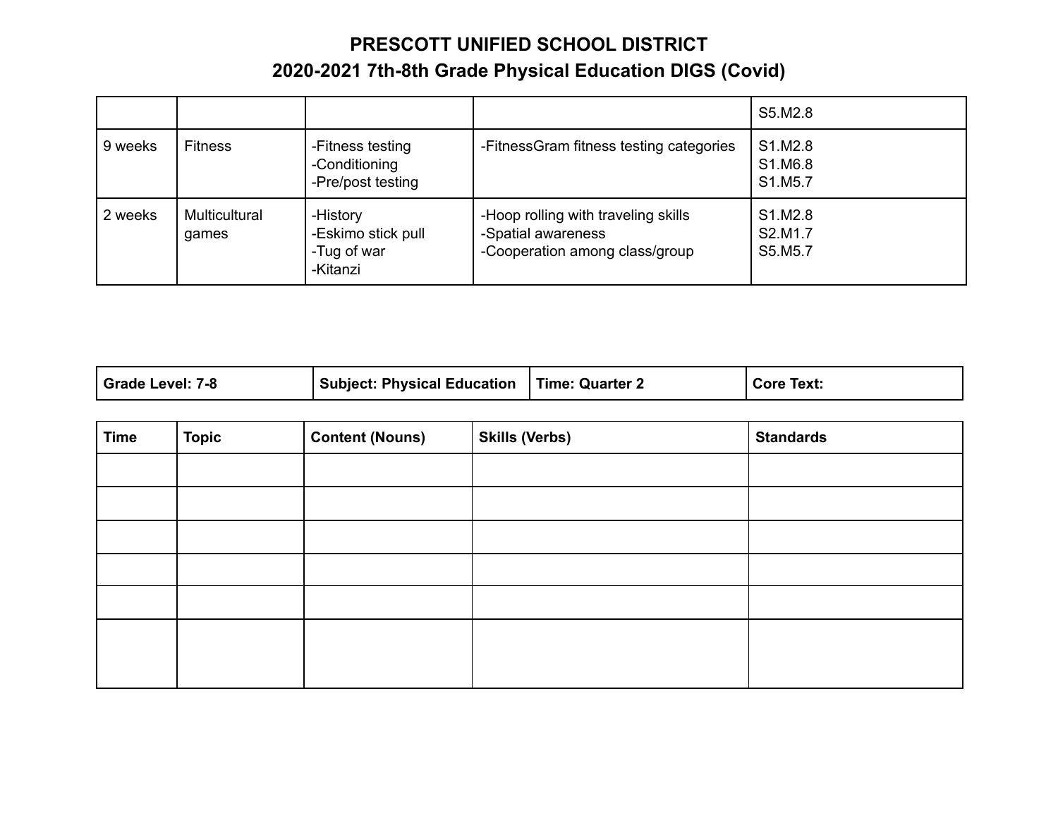# PRESCOTT UNIFIED SCHOOL DISTRICT
## 2020-2021 7th-8th Grade Physical Education DIGS (Covid)

| | | | | |
|---|---|---|---|---|
| | | | | S5.M2.8 |
| 9 weeks | Fitness | -Fitness testing<br>-Conditioning<br>-Pre/post testing | -FitnessGram fitness testing categories | S1.M2.8<br>S1.M6.8<br>S1.M5.7 |
| 2 weeks | Multicultural games | -History<br>-Eskimo stick pull<br>-Tug of war<br>-Kitanzi | -Hoop rolling with traveling skills<br>-Spatial awareness<br>-Cooperation among class/group | S1.M2.8<br>S2.M1.7<br>S5.M5.7 |

| **Grade Level: 7-8** | **Subject: Physical Education** | **Time: Quarter 2** | **Core Text:** |
|---|---|---|---|

| **Time** | **Topic** | **Content (Nouns)** | **Skills (Verbs)** | **Standards** |
|---|---|---|---|---|
| | | | | |
| | | | | |
| | | | | |
| | | | | |
| | | | | |
| | | | | |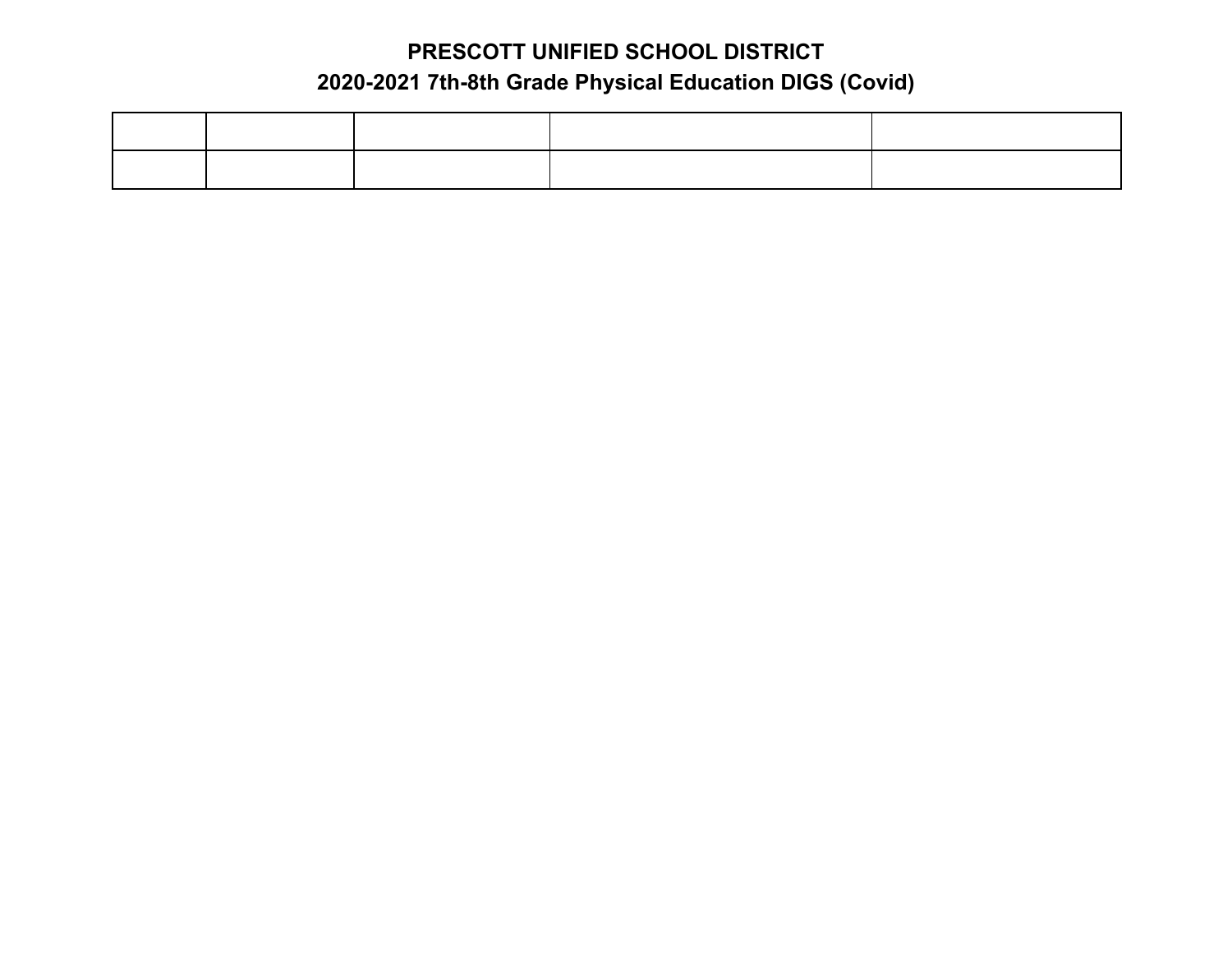**PRESCOTT UNIFIED SCHOOL DISTRICT**
**2020-2021 7th-8th Grade Physical Education DIGS (Covid)**

| | | | | |
|---|---|---|---|---|
| | | | | |
| | | | | |